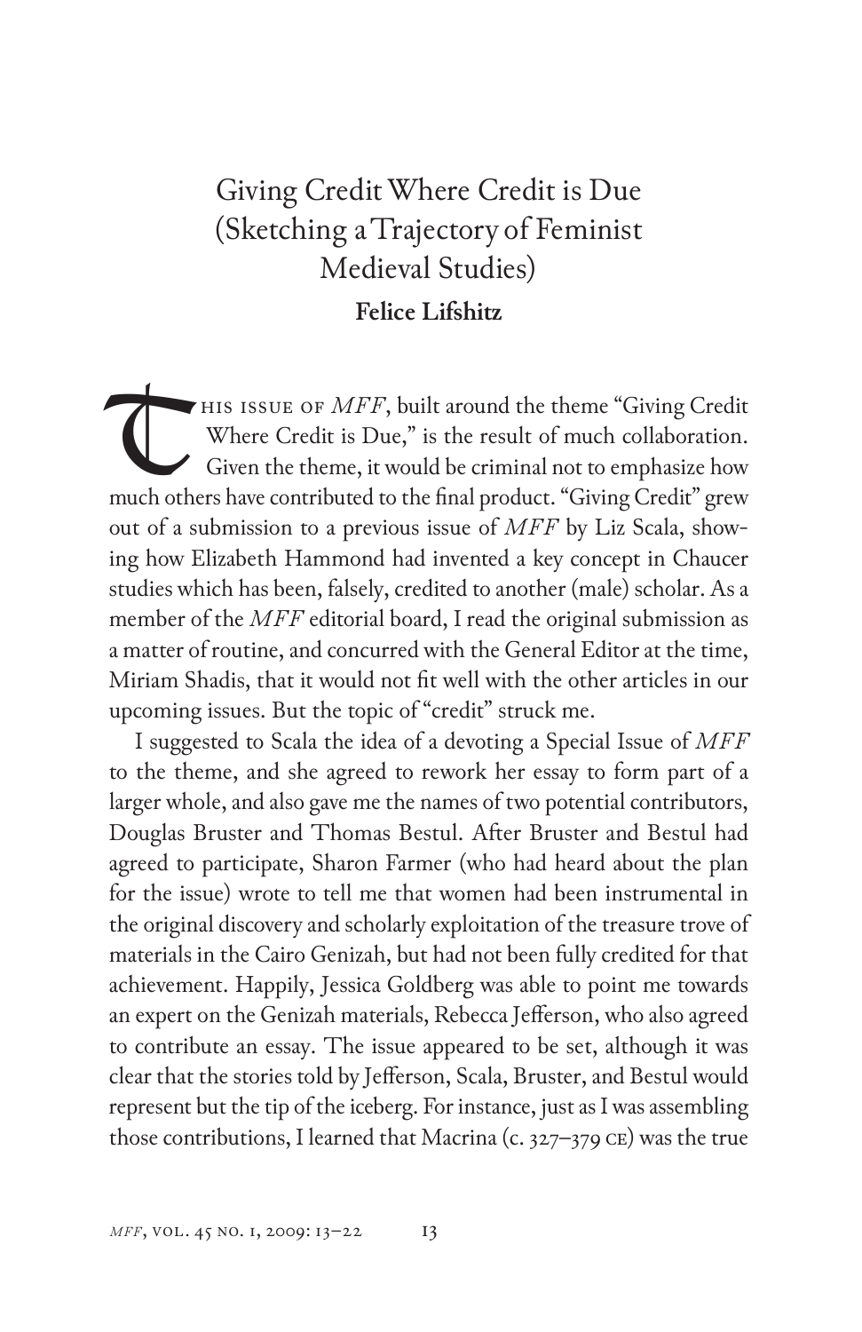# Giving Credit Where Credit is Due (Sketching a Trajectory of Feminist Medieval Studies)

**Felice Lifshitz**

This issue of *MFF*, built around the theme "Giving Credit Where Credit is Due," is the result of much collaboration. Given the theme, it would be criminal not to emphasize how much others have contributed to the final product. "Giving Credit" grew out of a submission to a previous issue of *MFF* by Liz Scala, showing how Elizabeth Hammond had invented a key concept in Chaucer studies which has been, falsely, credited to another (male) scholar. As a member of the *MFF* editorial board, I read the original submission as a matter of routine, and concurred with the General Editor at the time, Miriam Shadis, that it would not fit well with the other articles in our upcoming issues. But the topic of "credit" struck me.

I suggested to Scala the idea of a devoting a Special Issue of *MFF* to the theme, and she agreed to rework her essay to form part of a larger whole, and also gave me the names of two potential contributors, Douglas Bruster and Thomas Bestul. After Bruster and Bestul had agreed to participate, Sharon Farmer (who had heard about the plan for the issue) wrote to tell me that women had been instrumental in the original discovery and scholarly exploitation of the treasure trove of materials in the Cairo Genizah, but had not been fully credited for that achievement. Happily, Jessica Goldberg was able to point me towards an expert on the Genizah materials, Rebecca Jefferson, who also agreed to contribute an essay. The issue appeared to be set, although it was clear that the stories told by Jefferson, Scala, Bruster, and Bestul would represent but the tip of the iceberg. For instance, just as I was assembling those contributions, I learned that Macrina (c. 327–379 CE) was the true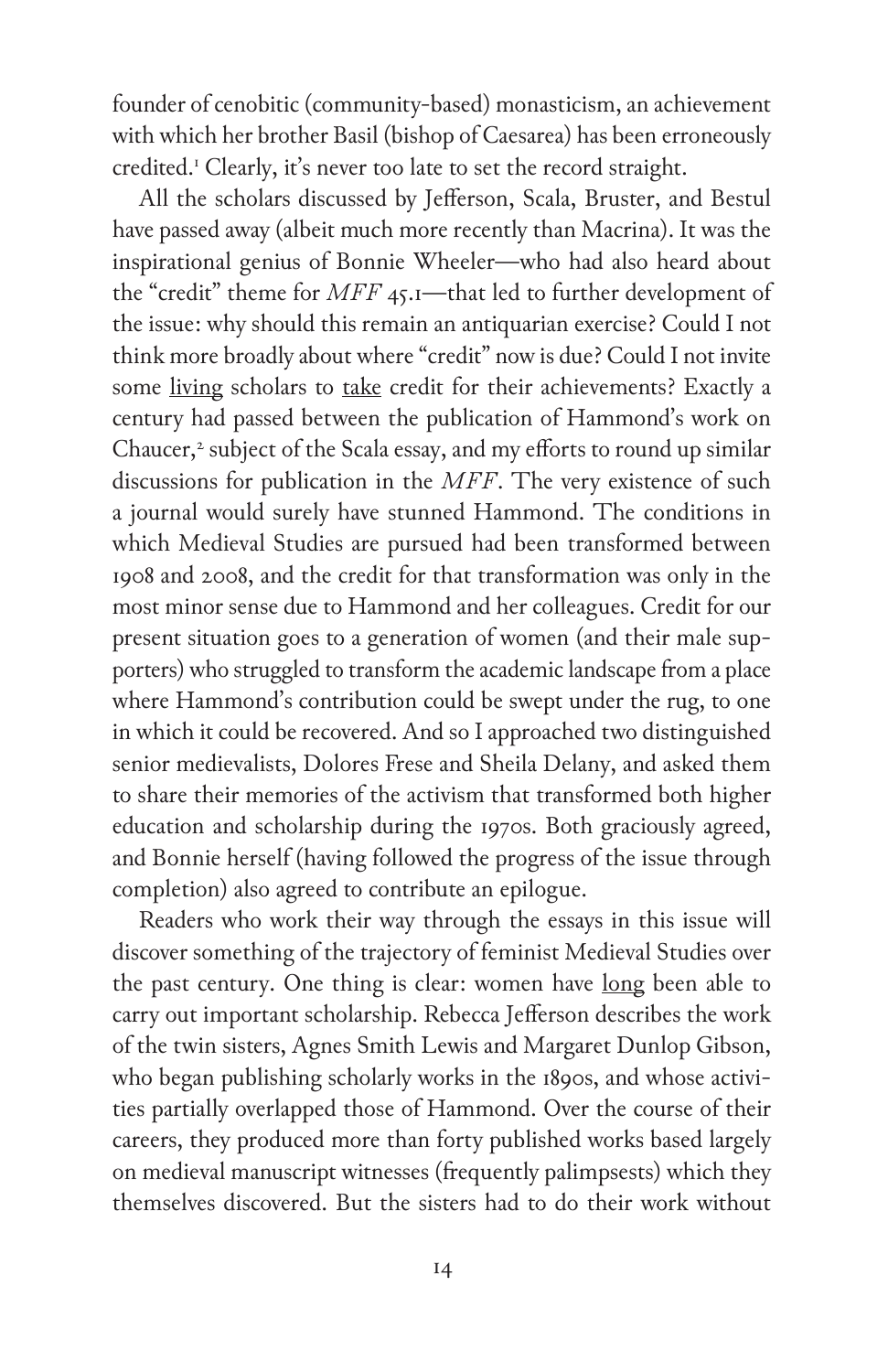founder of cenobitic (community-based) monasticism, an achievement with which her brother Basil (bishop of Caesarea) has been erroneously credited.[1] Clearly, it's never too late to set the record straight.

All the scholars discussed by Jefferson, Scala, Bruster, and Bestul have passed away (albeit much more recently than Macrina). It was the inspirational genius of Bonnie Wheeler—who had also heard about the "credit" theme for *MFF* 45.1—that led to further development of the issue: why should this remain an antiquarian exercise? Could I not think more broadly about where "credit" now is due? Could I not invite some <u>living</u> scholars to <u>take</u> credit for their achievements? Exactly a century had passed between the publication of Hammond's work on Chaucer,[2] subject of the Scala essay, and my efforts to round up similar discussions for publication in the *MFF*. The very existence of such a journal would surely have stunned Hammond. The conditions in which Medieval Studies are pursued had been transformed between 1908 and 2008, and the credit for that transformation was only in the most minor sense due to Hammond and her colleagues. Credit for our present situation goes to a generation of women (and their male supporters) who struggled to transform the academic landscape from a place where Hammond's contribution could be swept under the rug, to one in which it could be recovered. And so I approached two distinguished senior medievalists, Dolores Frese and Sheila Delany, and asked them to share their memories of the activism that transformed both higher education and scholarship during the 1970s. Both graciously agreed, and Bonnie herself (having followed the progress of the issue through completion) also agreed to contribute an epilogue.

Readers who work their way through the essays in this issue will discover something of the trajectory of feminist Medieval Studies over the past century. One thing is clear: women have <u>long</u> been able to carry out important scholarship. Rebecca Jefferson describes the work of the twin sisters, Agnes Smith Lewis and Margaret Dunlop Gibson, who began publishing scholarly works in the 1890s, and whose activities partially overlapped those of Hammond. Over the course of their careers, they produced more than forty published works based largely on medieval manuscript witnesses (frequently palimpsests) which they themselves discovered. But the sisters had to do their work without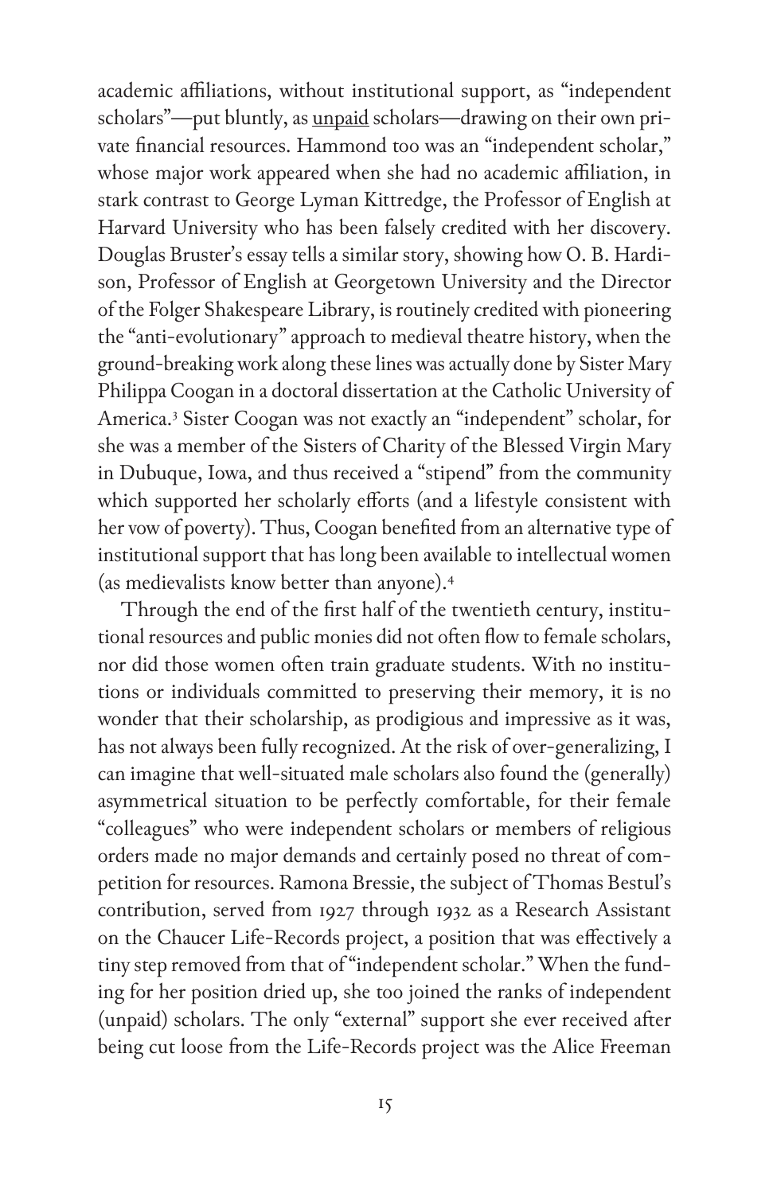academic affiliations, without institutional support, as "independent scholars"—put bluntly, as <u>unpaid</u> scholars—drawing on their own private financial resources. Hammond too was an "independent scholar," whose major work appeared when she had no academic affiliation, in stark contrast to George Lyman Kittredge, the Professor of English at Harvard University who has been falsely credited with her discovery. Douglas Bruster's essay tells a similar story, showing how O. B. Hardison, Professor of English at Georgetown University and the Director of the Folger Shakespeare Library, is routinely credited with pioneering the "anti-evolutionary" approach to medieval theatre history, when the ground-breaking work along these lines was actually done by Sister Mary Philippa Coogan in a doctoral dissertation at the Catholic University of America.[3] Sister Coogan was not exactly an "independent" scholar, for she was a member of the Sisters of Charity of the Blessed Virgin Mary in Dubuque, Iowa, and thus received a "stipend" from the community which supported her scholarly efforts (and a lifestyle consistent with her vow of poverty). Thus, Coogan benefited from an alternative type of institutional support that has long been available to intellectual women (as medievalists know better than anyone).[4]

Through the end of the first half of the twentieth century, institutional resources and public monies did not often flow to female scholars, nor did those women often train graduate students. With no institutions or individuals committed to preserving their memory, it is no wonder that their scholarship, as prodigious and impressive as it was, has not always been fully recognized. At the risk of over-generalizing, I can imagine that well-situated male scholars also found the (generally) asymmetrical situation to be perfectly comfortable, for their female "colleagues" who were independent scholars or members of religious orders made no major demands and certainly posed no threat of competition for resources. Ramona Bressie, the subject of Thomas Bestul's contribution, served from 1927 through 1932 as a Research Assistant on the Chaucer Life-Records project, a position that was effectively a tiny step removed from that of "independent scholar." When the funding for her position dried up, she too joined the ranks of independent (unpaid) scholars. The only "external" support she ever received after being cut loose from the Life-Records project was the Alice Freeman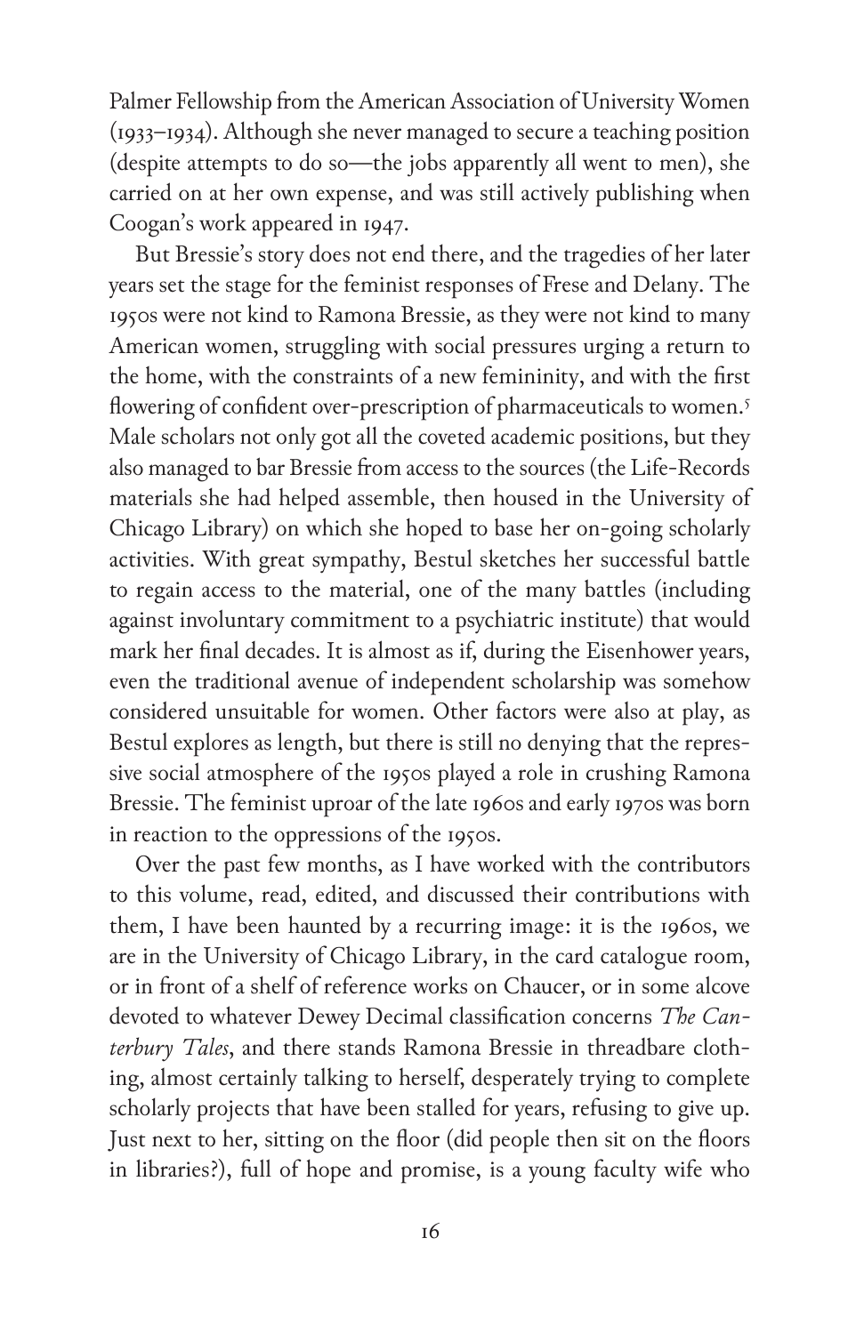Palmer Fellowship from the American Association of University Women (1933–1934). Although she never managed to secure a teaching position (despite attempts to do so—the jobs apparently all went to men), she carried on at her own expense, and was still actively publishing when Coogan's work appeared in 1947.

But Bressie's story does not end there, and the tragedies of her later years set the stage for the feminist responses of Frese and Delany. The 1950s were not kind to Ramona Bressie, as they were not kind to many American women, struggling with social pressures urging a return to the home, with the constraints of a new femininity, and with the first flowering of confident over-prescription of pharmaceuticals to women.[5] Male scholars not only got all the coveted academic positions, but they also managed to bar Bressie from access to the sources (the Life-Records materials she had helped assemble, then housed in the University of Chicago Library) on which she hoped to base her on-going scholarly activities. With great sympathy, Bestul sketches her successful battle to regain access to the material, one of the many battles (including against involuntary commitment to a psychiatric institute) that would mark her final decades. It is almost as if, during the Eisenhower years, even the traditional avenue of independent scholarship was somehow considered unsuitable for women. Other factors were also at play, as Bestul explores as length, but there is still no denying that the repressive social atmosphere of the 1950s played a role in crushing Ramona Bressie. The feminist uproar of the late 1960s and early 1970s was born in reaction to the oppressions of the 1950s.

Over the past few months, as I have worked with the contributors to this volume, read, edited, and discussed their contributions with them, I have been haunted by a recurring image: it is the 1960s, we are in the University of Chicago Library, in the card catalogue room, or in front of a shelf of reference works on Chaucer, or in some alcove devoted to whatever Dewey Decimal classification concerns *The Canterbury Tales*, and there stands Ramona Bressie in threadbare clothing, almost certainly talking to herself, desperately trying to complete scholarly projects that have been stalled for years, refusing to give up. Just next to her, sitting on the floor (did people then sit on the floors in libraries?), full of hope and promise, is a young faculty wife who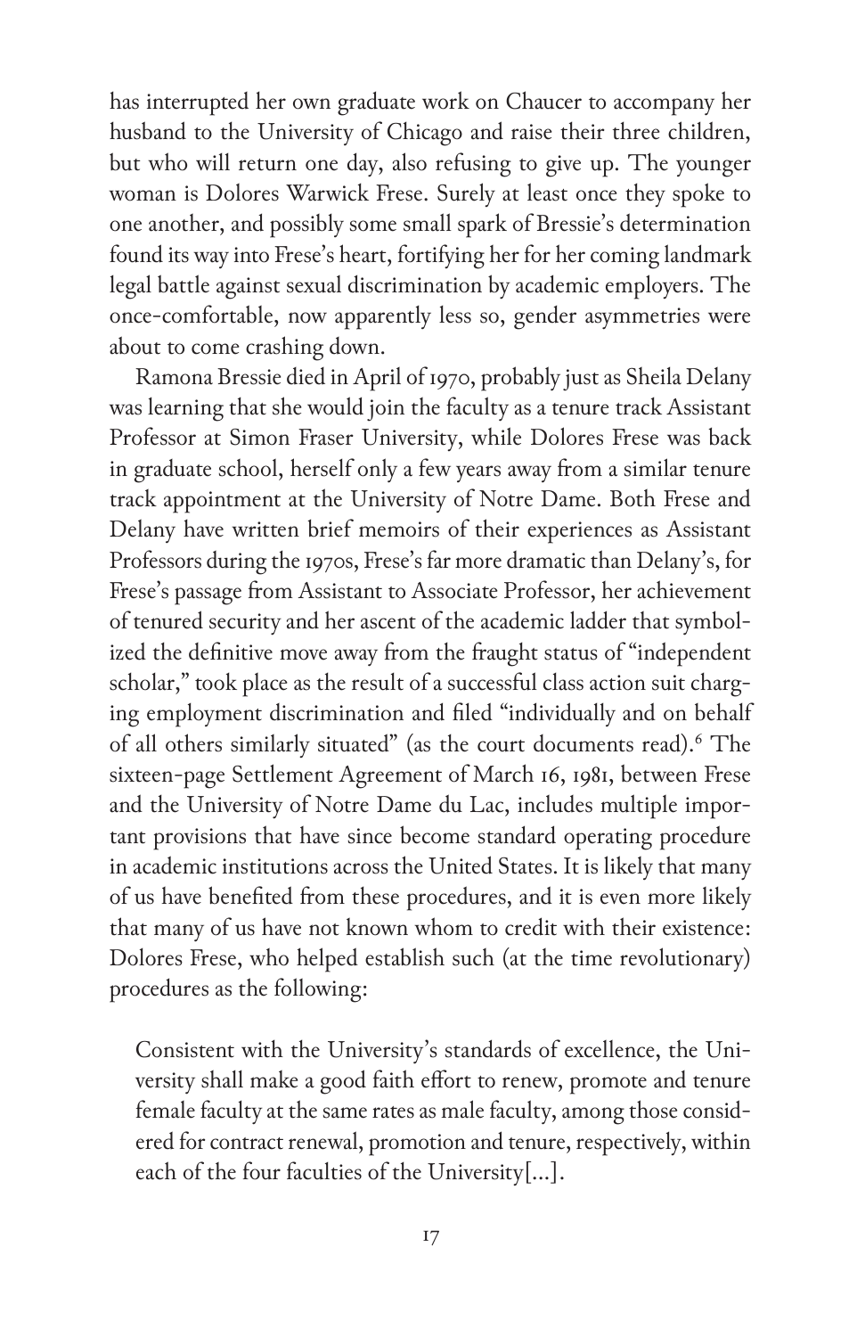has interrupted her own graduate work on Chaucer to accompany her husband to the University of Chicago and raise their three children, but who will return one day, also refusing to give up. The younger woman is Dolores Warwick Frese. Surely at least once they spoke to one another, and possibly some small spark of Bressie's determination found its way into Frese's heart, fortifying her for her coming landmark legal battle against sexual discrimination by academic employers. The once-comfortable, now apparently less so, gender asymmetries were about to come crashing down.

Ramona Bressie died in April of 1970, probably just as Sheila Delany was learning that she would join the faculty as a tenure track Assistant Professor at Simon Fraser University, while Dolores Frese was back in graduate school, herself only a few years away from a similar tenure track appointment at the University of Notre Dame. Both Frese and Delany have written brief memoirs of their experiences as Assistant Professors during the 1970s, Frese's far more dramatic than Delany's, for Frese's passage from Assistant to Associate Professor, her achievement of tenured security and her ascent of the academic ladder that symbolized the definitive move away from the fraught status of "independent scholar," took place as the result of a successful class action suit charging employment discrimination and filed "individually and on behalf of all others similarly situated" (as the court documents read).[6] The sixteen-page Settlement Agreement of March 16, 1981, between Frese and the University of Notre Dame du Lac, includes multiple important provisions that have since become standard operating procedure in academic institutions across the United States. It is likely that many of us have benefited from these procedures, and it is even more likely that many of us have not known whom to credit with their existence: Dolores Frese, who helped establish such (at the time revolutionary) procedures as the following:

> Consistent with the University's standards of excellence, the University shall make a good faith effort to renew, promote and tenure female faculty at the same rates as male faculty, among those considered for contract renewal, promotion and tenure, respectively, within each of the four faculties of the University[...].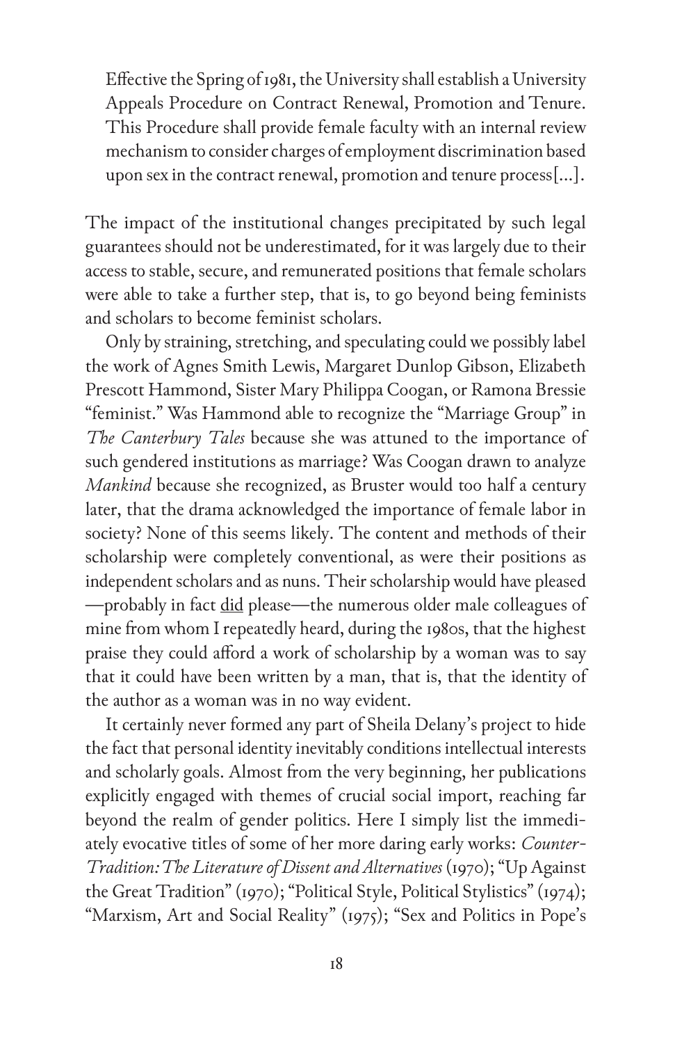> Effective the Spring of 1981, the University shall establish a University Appeals Procedure on Contract Renewal, Promotion and Tenure. This Procedure shall provide female faculty with an internal review mechanism to consider charges of employment discrimination based upon sex in the contract renewal, promotion and tenure process[...].

The impact of the institutional changes precipitated by such legal guarantees should not be underestimated, for it was largely due to their access to stable, secure, and remunerated positions that female scholars were able to take a further step, that is, to go beyond being feminists and scholars to become feminist scholars.

Only by straining, stretching, and speculating could we possibly label the work of Agnes Smith Lewis, Margaret Dunlop Gibson, Elizabeth Prescott Hammond, Sister Mary Philippa Coogan, or Ramona Bressie "feminist." Was Hammond able to recognize the "Marriage Group" in *The Canterbury Tales* because she was attuned to the importance of such gendered institutions as marriage? Was Coogan drawn to analyze *Mankind* because she recognized, as Bruster would too half a century later, that the drama acknowledged the importance of female labor in society? None of this seems likely. The content and methods of their scholarship were completely conventional, as were their positions as independent scholars and as nuns. Their scholarship would have pleased —probably in fact <u>did</u> please—the numerous older male colleagues of mine from whom I repeatedly heard, during the 1980s, that the highest praise they could afford a work of scholarship by a woman was to say that it could have been written by a man, that is, that the identity of the author as a woman was in no way evident.

It certainly never formed any part of Sheila Delany's project to hide the fact that personal identity inevitably conditions intellectual interests and scholarly goals. Almost from the very beginning, her publications explicitly engaged with themes of crucial social import, reaching far beyond the realm of gender politics. Here I simply list the immediately evocative titles of some of her more daring early works: *Counter-Tradition: The Literature of Dissent and Alternatives* (1970); "Up Against the Great Tradition" (1970); "Political Style, Political Stylistics" (1974); "Marxism, Art and Social Reality" (1975); "Sex and Politics in Pope's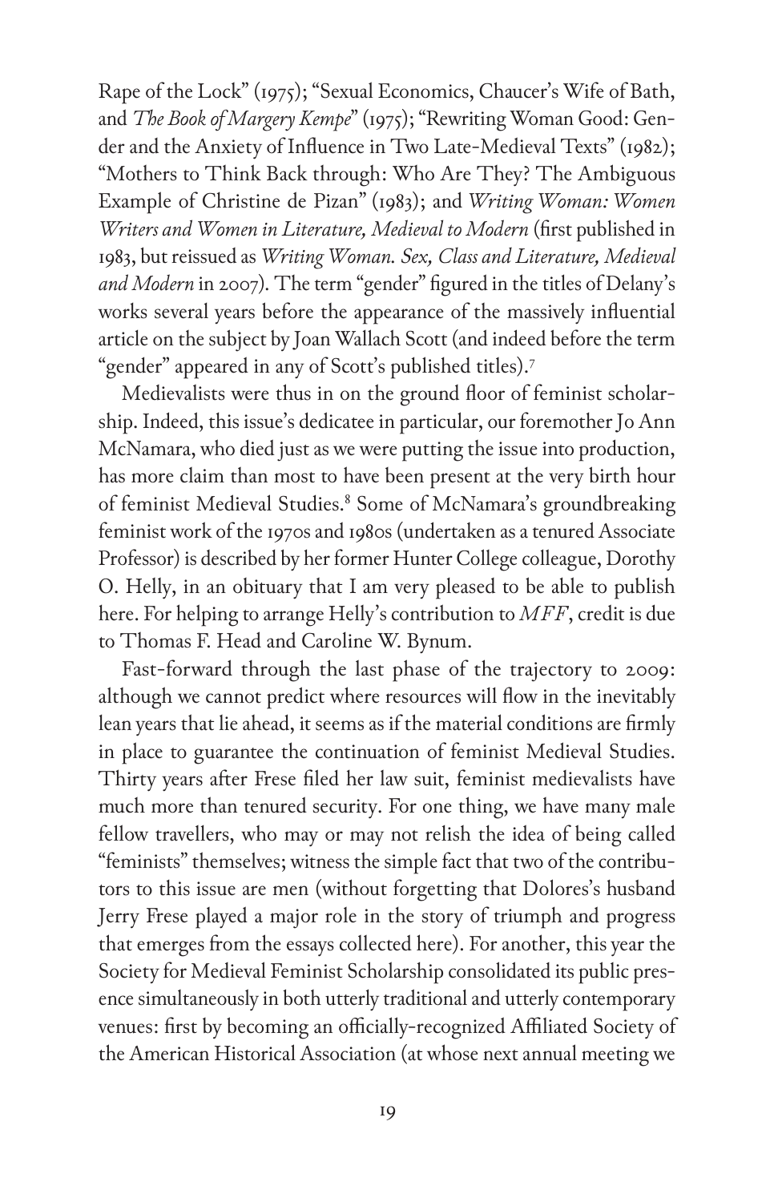Rape of the Lock" (1975); "Sexual Economics, Chaucer's Wife of Bath, and *The Book of Margery Kempe*" (1975); "Rewriting Woman Good: Gender and the Anxiety of Influence in Two Late-Medieval Texts" (1982); "Mothers to Think Back through: Who Are They? The Ambiguous Example of Christine de Pizan" (1983); and *Writing Woman: Women Writers and Women in Literature, Medieval to Modern* (first published in 1983, but reissued as *Writing Woman. Sex, Class and Literature, Medieval and Modern* in 2007). The term "gender" figured in the titles of Delany's works several years before the appearance of the massively influential article on the subject by Joan Wallach Scott (and indeed before the term "gender" appeared in any of Scott's published titles).[7]

Medievalists were thus in on the ground floor of feminist scholarship. Indeed, this issue's dedicatee in particular, our foremother Jo Ann McNamara, who died just as we were putting the issue into production, has more claim than most to have been present at the very birth hour of feminist Medieval Studies.[8] Some of McNamara's groundbreaking feminist work of the 1970s and 1980s (undertaken as a tenured Associate Professor) is described by her former Hunter College colleague, Dorothy O. Helly, in an obituary that I am very pleased to be able to publish here. For helping to arrange Helly's contribution to *MFF*, credit is due to Thomas F. Head and Caroline W. Bynum.

Fast-forward through the last phase of the trajectory to 2009: although we cannot predict where resources will flow in the inevitably lean years that lie ahead, it seems as if the material conditions are firmly in place to guarantee the continuation of feminist Medieval Studies. Thirty years after Frese filed her law suit, feminist medievalists have much more than tenured security. For one thing, we have many male fellow travellers, who may or may not relish the idea of being called "feminists" themselves; witness the simple fact that two of the contributors to this issue are men (without forgetting that Dolores's husband Jerry Frese played a major role in the story of triumph and progress that emerges from the essays collected here). For another, this year the Society for Medieval Feminist Scholarship consolidated its public presence simultaneously in both utterly traditional and utterly contemporary venues: first by becoming an officially-recognized Affiliated Society of the American Historical Association (at whose next annual meeting we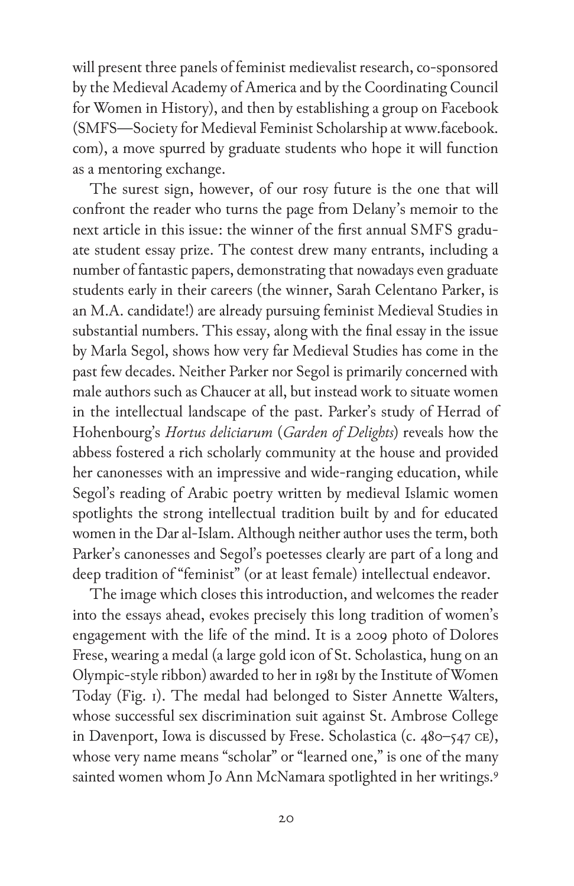will present three panels of feminist medievalist research, co-sponsored by the Medieval Academy of America and by the Coordinating Council for Women in History), and then by establishing a group on Facebook (SMFS—Society for Medieval Feminist Scholarship at www.facebook.com), a move spurred by graduate students who hope it will function as a mentoring exchange.

The surest sign, however, of our rosy future is the one that will confront the reader who turns the page from Delany's memoir to the next article in this issue: the winner of the first annual SMFS graduate student essay prize. The contest drew many entrants, including a number of fantastic papers, demonstrating that nowadays even graduate students early in their careers (the winner, Sarah Celentano Parker, is an M.A. candidate!) are already pursuing feminist Medieval Studies in substantial numbers. This essay, along with the final essay in the issue by Marla Segol, shows how very far Medieval Studies has come in the past few decades. Neither Parker nor Segol is primarily concerned with male authors such as Chaucer at all, but instead work to situate women in the intellectual landscape of the past. Parker's study of Herrad of Hohenbourg's *Hortus deliciarum* (*Garden of Delights*) reveals how the abbess fostered a rich scholarly community at the house and provided her canonesses with an impressive and wide-ranging education, while Segol's reading of Arabic poetry written by medieval Islamic women spotlights the strong intellectual tradition built by and for educated women in the Dar al-Islam. Although neither author uses the term, both Parker's canonesses and Segol's poetesses clearly are part of a long and deep tradition of "feminist" (or at least female) intellectual endeavor.

The image which closes this introduction, and welcomes the reader into the essays ahead, evokes precisely this long tradition of women's engagement with the life of the mind. It is a 2009 photo of Dolores Frese, wearing a medal (a large gold icon of St. Scholastica, hung on an Olympic-style ribbon) awarded to her in 1981 by the Institute of Women Today (Fig. 1). The medal had belonged to Sister Annette Walters, whose successful sex discrimination suit against St. Ambrose College in Davenport, Iowa is discussed by Frese. Scholastica (c. 480–547 CE), whose very name means "scholar" or "learned one," is one of the many sainted women whom Jo Ann McNamara spotlighted in her writings.[9]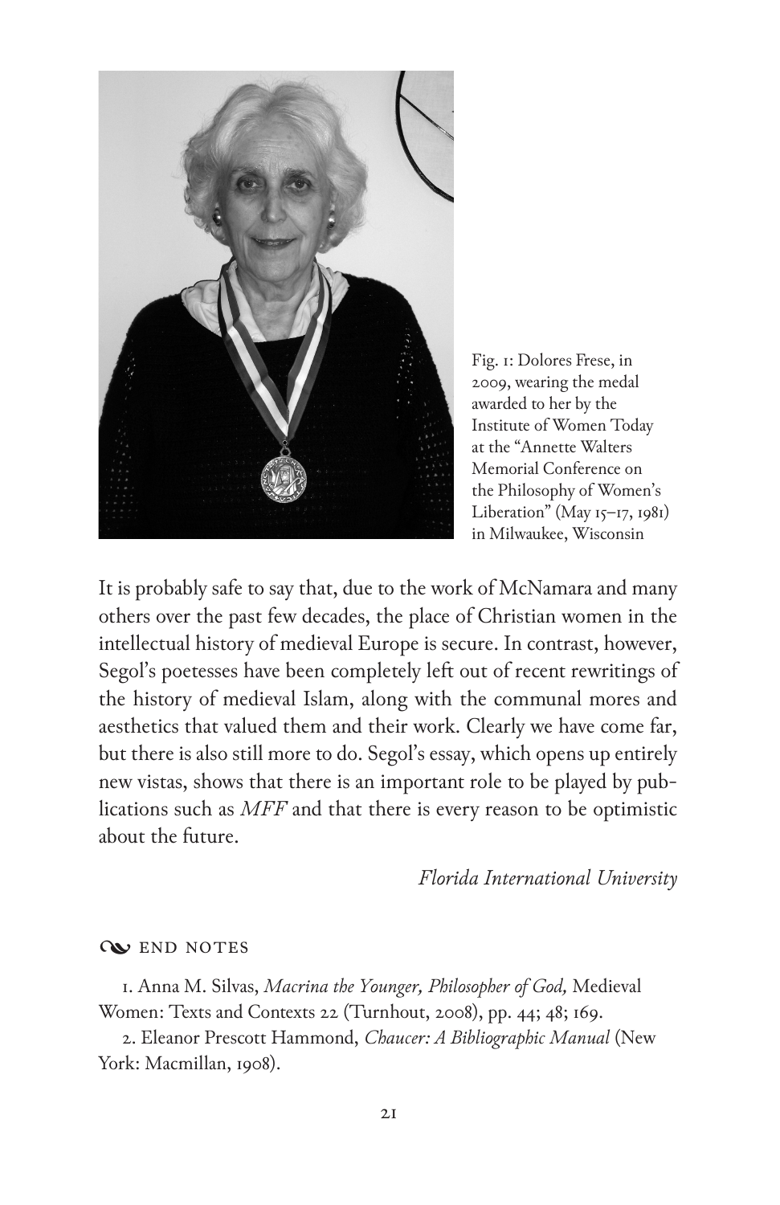Fig. 1: Dolores Frese, in 2009, wearing the medal awarded to her by the Institute of Women Today at the "Annette Walters Memorial Conference on the Philosophy of Women's Liberation" (May 15–17, 1981) in Milwaukee, Wisconsin

It is probably safe to say that, due to the work of McNamara and many others over the past few decades, the place of Christian women in the intellectual history of medieval Europe is secure. In contrast, however, Segol's poetesses have been completely left out of recent rewritings of the history of medieval Islam, along with the communal mores and aesthetics that valued them and their work. Clearly we have come far, but there is also still more to do. Segol's essay, which opens up entirely new vistas, shows that there is an important role to be played by publications such as *MFF* and that there is every reason to be optimistic about the future.

*Florida International University*

## END NOTES

1. Anna M. Silvas, *Macrina the Younger, Philosopher of God,* Medieval Women: Texts and Contexts 22 (Turnhout, 2008), pp. 44; 48; 169.

2. Eleanor Prescott Hammond, *Chaucer: A Bibliographic Manual* (New York: Macmillan, 1908).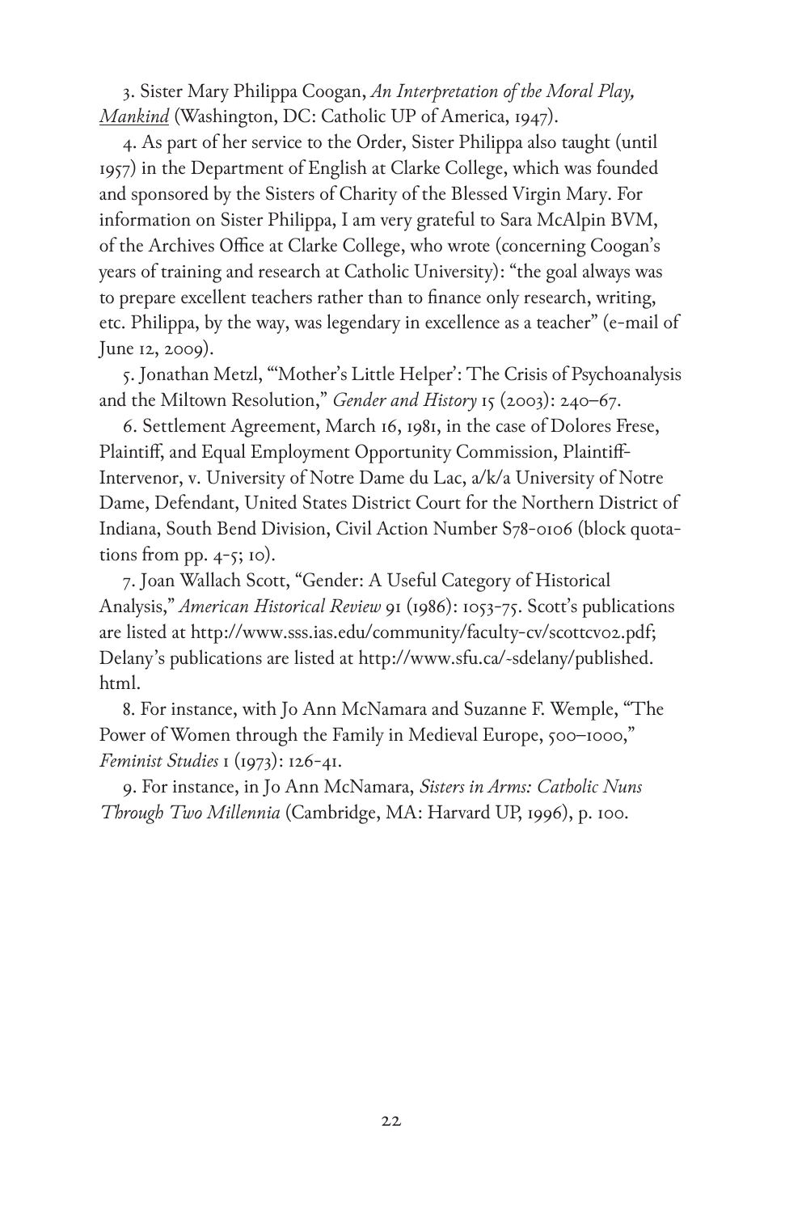3. Sister Mary Philippa Coogan, *An Interpretation of the Moral Play, Mankind* (Washington, DC: Catholic UP of America, 1947).

4. As part of her service to the Order, Sister Philippa also taught (until 1957) in the Department of English at Clarke College, which was founded and sponsored by the Sisters of Charity of the Blessed Virgin Mary. For information on Sister Philippa, I am very grateful to Sara McAlpin BVM, of the Archives Office at Clarke College, who wrote (concerning Coogan's years of training and research at Catholic University): "the goal always was to prepare excellent teachers rather than to finance only research, writing, etc. Philippa, by the way, was legendary in excellence as a teacher" (e-mail of June 12, 2009).

5. Jonathan Metzl, "'Mother's Little Helper': The Crisis of Psychoanalysis and the Miltown Resolution," *Gender and History* 15 (2003): 240–67.

6. Settlement Agreement, March 16, 1981, in the case of Dolores Frese, Plaintiff, and Equal Employment Opportunity Commission, Plaintiff-Intervenor, v. University of Notre Dame du Lac, a/k/a University of Notre Dame, Defendant, United States District Court for the Northern District of Indiana, South Bend Division, Civil Action Number S78-0106 (block quotations from pp. 4-5; 10).

7. Joan Wallach Scott, "Gender: A Useful Category of Historical Analysis," *American Historical Review* 91 (1986): 1053-75. Scott's publications are listed at http://www.sss.ias.edu/community/faculty-cv/scottcv02.pdf; Delany's publications are listed at http://www.sfu.ca/~sdelany/published.html.

8. For instance, with Jo Ann McNamara and Suzanne F. Wemple, "The Power of Women through the Family in Medieval Europe, 500–1000," *Feminist Studies* 1 (1973): 126-41.

9. For instance, in Jo Ann McNamara, *Sisters in Arms: Catholic Nuns Through Two Millennia* (Cambridge, MA: Harvard UP, 1996), p. 100.